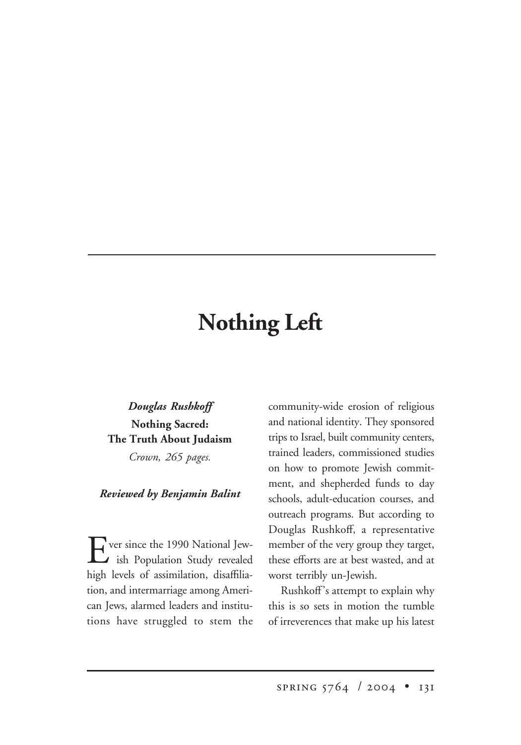# Nothing Left

***Douglas Rushkoff***
**Nothing Sacred:**
**The Truth About Judaism**
*Crown, 265 pages.*

***Reviewed by Benjamin Balint***

Ever since the 1990 National Jewish Population Study revealed high levels of assimilation, disaffiliation, and intermarriage among American Jews, alarmed leaders and institutions have struggled to stem the community-wide erosion of religious and national identity. They sponsored trips to Israel, built community centers, trained leaders, commissioned studies on how to promote Jewish commitment, and shepherded funds to day schools, adult-education courses, and outreach programs. But according to Douglas Rushkoff, a representative member of the very group they target, these efforts are at best wasted, and at worst terribly un-Jewish.

Rushkoff's attempt to explain why this is so sets in motion the tumble of irreverences that make up his latest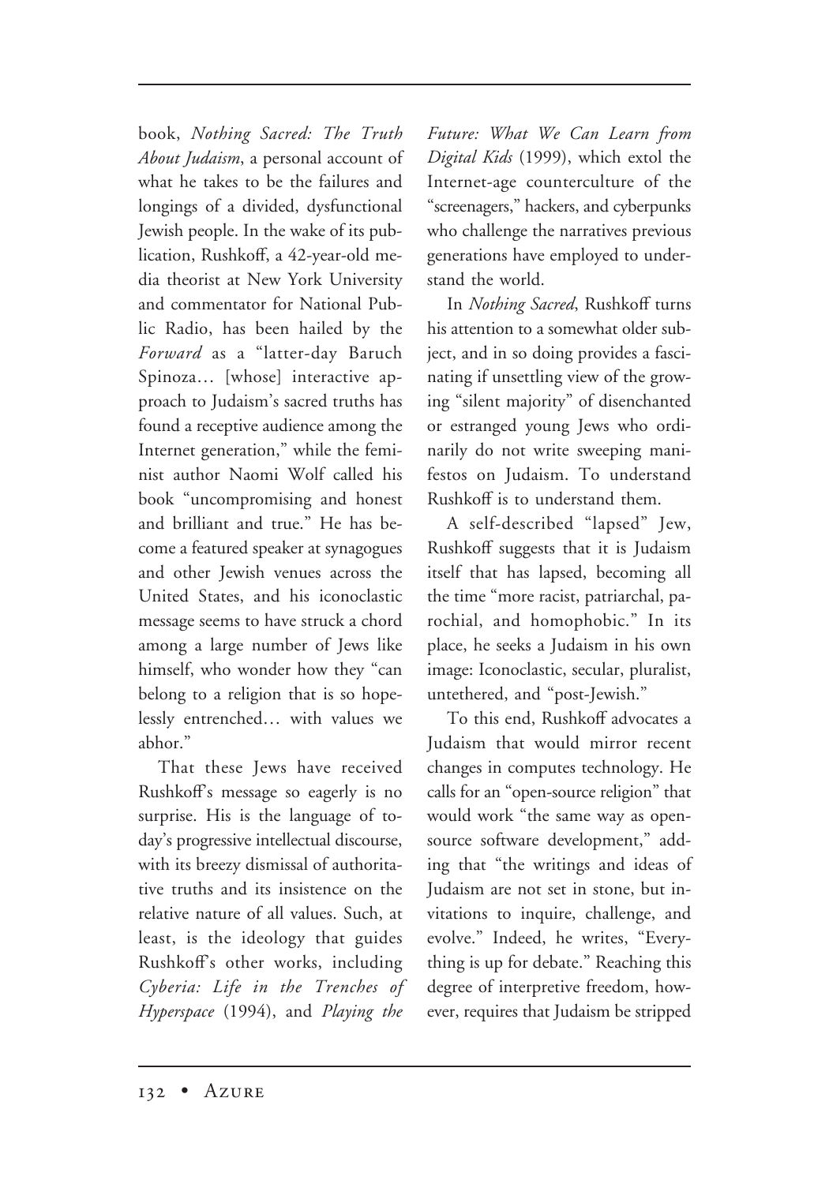book, *Nothing Sacred: The Truth About Judaism*, a personal account of what he takes to be the failures and longings of a divided, dysfunctional Jewish people. In the wake of its publication, Rushkoff, a 42-year-old media theorist at New York University and commentator for National Public Radio, has been hailed by the *Forward* as a "latter-day Baruch Spinoza… [whose] interactive approach to Judaism's sacred truths has found a receptive audience among the Internet generation," while the feminist author Naomi Wolf called his book "uncompromising and honest and brilliant and true." He has become a featured speaker at synagogues and other Jewish venues across the United States, and his iconoclastic message seems to have struck a chord among a large number of Jews like himself, who wonder how they "can belong to a religion that is so hopelessly entrenched… with values we abhor."

That these Jews have received Rushkoff's message so eagerly is no surprise. His is the language of today's progressive intellectual discourse, with its breezy dismissal of authoritative truths and its insistence on the relative nature of all values. Such, at least, is the ideology that guides Rushkoff's other works, including *Cyberia: Life in the Trenches of Hyperspace* (1994), and *Playing the Future: What We Can Learn from Digital Kids* (1999), which extol the Internet-age counterculture of the "screenagers," hackers, and cyberpunks who challenge the narratives previous generations have employed to understand the world.

In *Nothing Sacred*, Rushkoff turns his attention to a somewhat older subject, and in so doing provides a fascinating if unsettling view of the growing "silent majority" of disenchanted or estranged young Jews who ordinarily do not write sweeping manifestos on Judaism. To understand Rushkoff is to understand them.

A self-described "lapsed" Jew, Rushkoff suggests that it is Judaism itself that has lapsed, becoming all the time "more racist, patriarchal, parochial, and homophobic." In its place, he seeks a Judaism in his own image: Iconoclastic, secular, pluralist, untethered, and "post-Jewish."

To this end, Rushkoff advocates a Judaism that would mirror recent changes in computes technology. He calls for an "open-source religion" that would work "the same way as open-source software development," adding that "the writings and ideas of Judaism are not set in stone, but invitations to inquire, challenge, and evolve." Indeed, he writes, "Everything is up for debate." Reaching this degree of interpretive freedom, however, requires that Judaism be stripped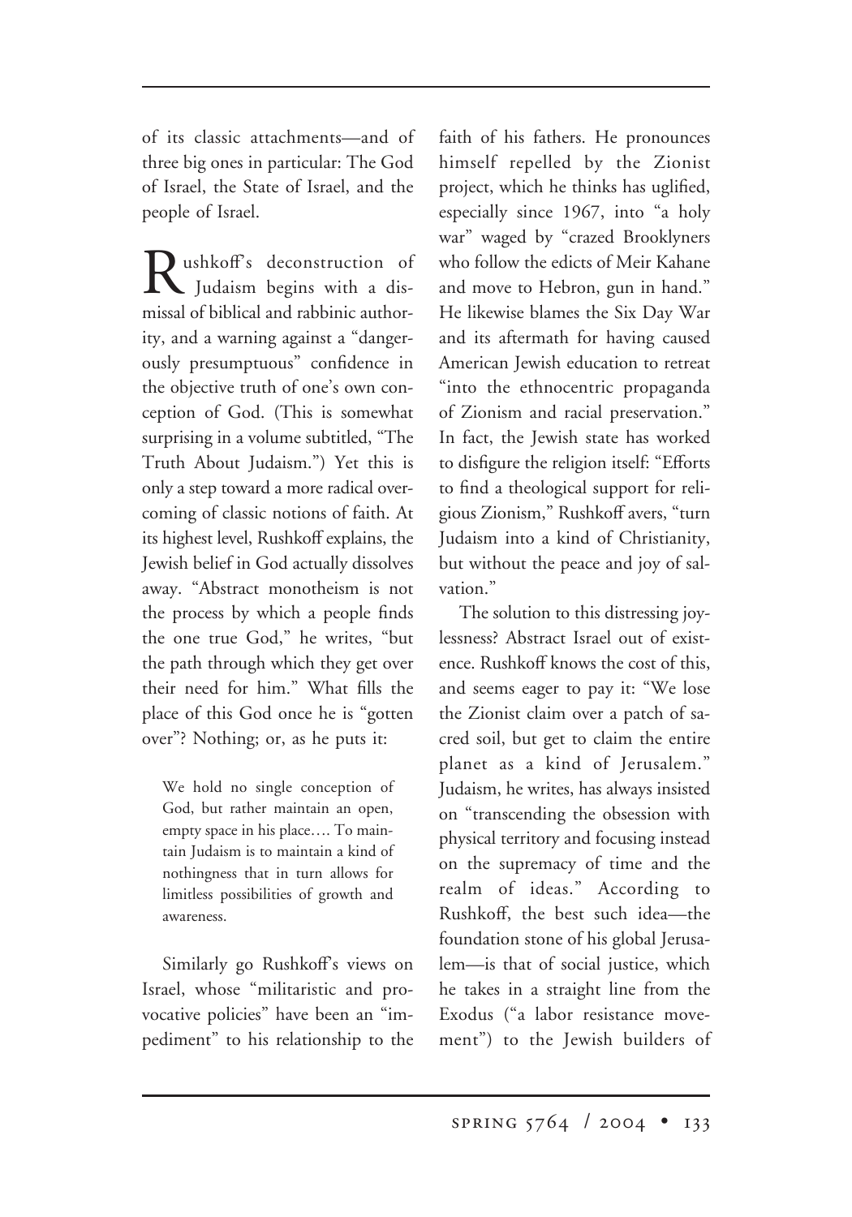of its classic attachments—and of three big ones in particular: The God of Israel, the State of Israel, and the people of Israel.

Rushkoff's deconstruction of Judaism begins with a dismissal of biblical and rabbinic authority, and a warning against a "dangerously presumptuous" confidence in the objective truth of one's own conception of God. (This is somewhat surprising in a volume subtitled, "The Truth About Judaism.") Yet this is only a step toward a more radical overcoming of classic notions of faith. At its highest level, Rushkoff explains, the Jewish belief in God actually dissolves away. "Abstract monotheism is not the process by which a people finds the one true God," he writes, "but the path through which they get over their need for him." What fills the place of this God once he is "gotten over"? Nothing; or, as he puts it:

> We hold no single conception of God, but rather maintain an open, empty space in his place…. To maintain Judaism is to maintain a kind of nothingness that in turn allows for limitless possibilities of growth and awareness.

Similarly go Rushkoff's views on Israel, whose "militaristic and provocative policies" have been an "impediment" to his relationship to the faith of his fathers. He pronounces himself repelled by the Zionist project, which he thinks has uglified, especially since 1967, into "a holy war" waged by "crazed Brooklyners who follow the edicts of Meir Kahane and move to Hebron, gun in hand." He likewise blames the Six Day War and its aftermath for having caused American Jewish education to retreat "into the ethnocentric propaganda of Zionism and racial preservation." In fact, the Jewish state has worked to disfigure the religion itself: "Efforts to find a theological support for religious Zionism," Rushkoff avers, "turn Judaism into a kind of Christianity, but without the peace and joy of salvation."

The solution to this distressing joylessness? Abstract Israel out of existence. Rushkoff knows the cost of this, and seems eager to pay it: "We lose the Zionist claim over a patch of sacred soil, but get to claim the entire planet as a kind of Jerusalem." Judaism, he writes, has always insisted on "transcending the obsession with physical territory and focusing instead on the supremacy of time and the realm of ideas." According to Rushkoff, the best such idea—the foundation stone of his global Jerusalem—is that of social justice, which he takes in a straight line from the Exodus ("a labor resistance movement") to the Jewish builders of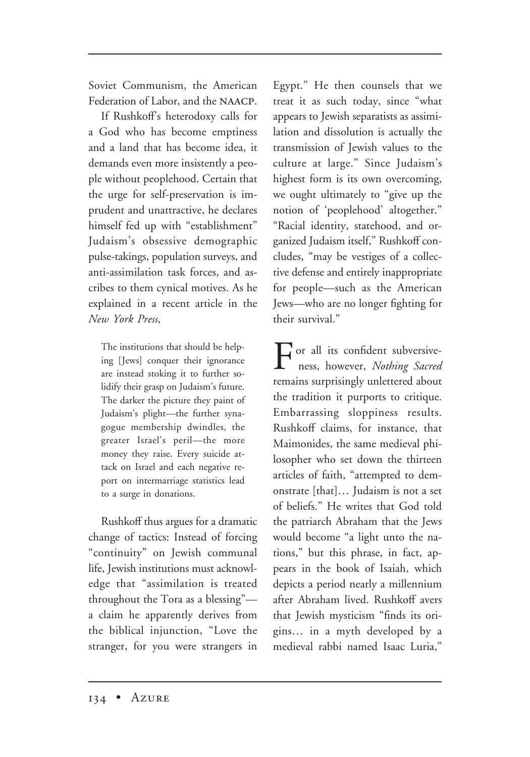Soviet Communism, the American Federation of Labor, and the NAACP.

If Rushkoff's heterodoxy calls for a God who has become emptiness and a land that has become idea, it demands even more insistently a people without peoplehood. Certain that the urge for self-preservation is imprudent and unattractive, he declares himself fed up with "establishment" Judaism's obsessive demographic pulse-takings, population surveys, and anti-assimilation task forces, and ascribes to them cynical motives. As he explained in a recent article in the *New York Press*,

> The institutions that should be helping [Jews] conquer their ignorance are instead stoking it to further solidify their grasp on Judaism's future. The darker the picture they paint of Judaism's plight—the further synagogue membership dwindles, the greater Israel's peril—the more money they raise. Every suicide attack on Israel and each negative report on intermarriage statistics lead to a surge in donations.

Rushkoff thus argues for a dramatic change of tactics: Instead of forcing "continuity" on Jewish communal life, Jewish institutions must acknowledge that "assimilation is treated throughout the Tora as a blessing"—a claim he apparently derives from the biblical injunction, "Love the stranger, for you were strangers in Egypt." He then counsels that we treat it as such today, since "what appears to Jewish separatists as assimilation and dissolution is actually the transmission of Jewish values to the culture at large." Since Judaism's highest form is its own overcoming, we ought ultimately to "give up the notion of 'peoplehood' altogether." "Racial identity, statehood, and organized Judaism itself," Rushkoff concludes, "may be vestiges of a collective defense and entirely inappropriate for people—such as the American Jews—who are no longer fighting for their survival."

For all its confident subversiveness, however, *Nothing Sacred* remains surprisingly unlettered about the tradition it purports to critique. Embarrassing sloppiness results. Rushkoff claims, for instance, that Maimonides, the same medieval philosopher who set down the thirteen articles of faith, "attempted to demonstrate [that]… Judaism is not a set of beliefs." He writes that God told the patriarch Abraham that the Jews would become "a light unto the nations," but this phrase, in fact, appears in the book of Isaiah, which depicts a period nearly a millennium after Abraham lived. Rushkoff avers that Jewish mysticism "finds its origins… in a myth developed by a medieval rabbi named Isaac Luria,"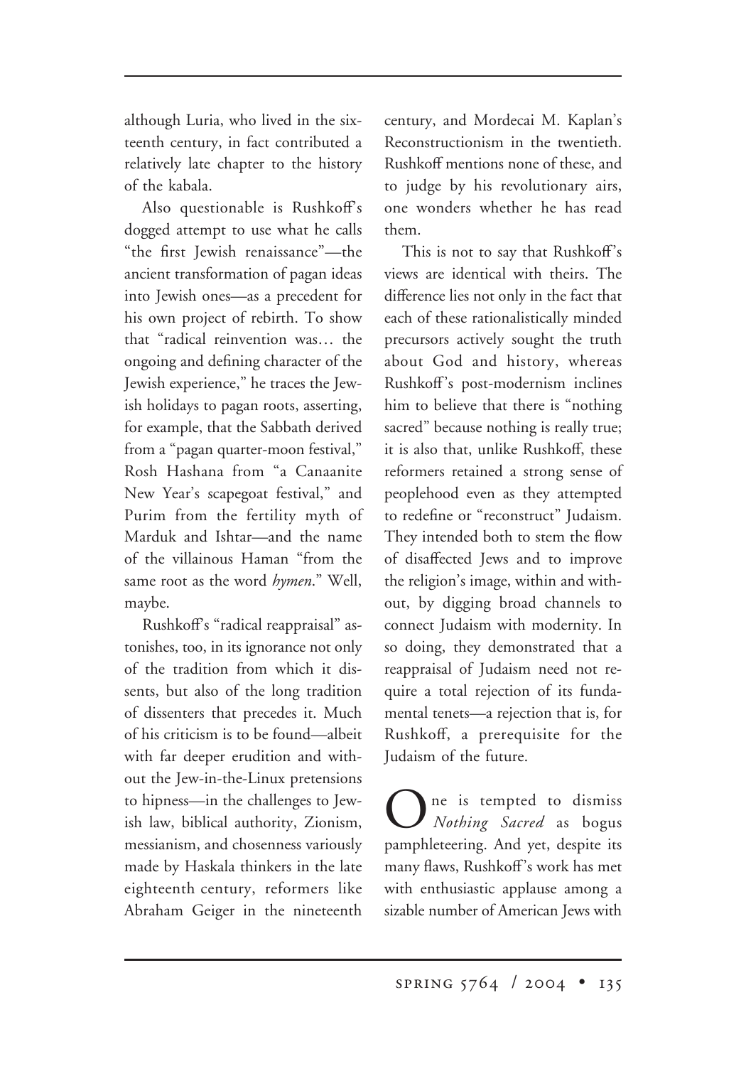although Luria, who lived in the sixteenth century, in fact contributed a relatively late chapter to the history of the kabala.

Also questionable is Rushkoff's dogged attempt to use what he calls "the first Jewish renaissance"—the ancient transformation of pagan ideas into Jewish ones—as a precedent for his own project of rebirth. To show that "radical reinvention was… the ongoing and defining character of the Jewish experience," he traces the Jewish holidays to pagan roots, asserting, for example, that the Sabbath derived from a "pagan quarter-moon festival," Rosh Hashana from "a Canaanite New Year's scapegoat festival," and Purim from the fertility myth of Marduk and Ishtar—and the name of the villainous Haman "from the same root as the word *hymen*." Well, maybe.

Rushkoff's "radical reappraisal" astonishes, too, in its ignorance not only of the tradition from which it dissents, but also of the long tradition of dissenters that precedes it. Much of his criticism is to be found—albeit with far deeper erudition and without the Jew-in-the-Linux pretensions to hipness—in the challenges to Jewish law, biblical authority, Zionism, messianism, and chosenness variously made by Haskala thinkers in the late eighteenth century, reformers like Abraham Geiger in the nineteenth century, and Mordecai M. Kaplan's Reconstructionism in the twentieth. Rushkoff mentions none of these, and to judge by his revolutionary airs, one wonders whether he has read them.

This is not to say that Rushkoff's views are identical with theirs. The difference lies not only in the fact that each of these rationalistically minded precursors actively sought the truth about God and history, whereas Rushkoff's post-modernism inclines him to believe that there is "nothing sacred" because nothing is really true; it is also that, unlike Rushkoff, these reformers retained a strong sense of peoplehood even as they attempted to redefine or "reconstruct" Judaism. They intended both to stem the flow of disaffected Jews and to improve the religion's image, within and without, by digging broad channels to connect Judaism with modernity. In so doing, they demonstrated that a reappraisal of Judaism need not require a total rejection of its fundamental tenets—a rejection that is, for Rushkoff, a prerequisite for the Judaism of the future.

One is tempted to dismiss *Nothing Sacred* as bogus pamphleteering. And yet, despite its many flaws, Rushkoff's work has met with enthusiastic applause among a sizable number of American Jews with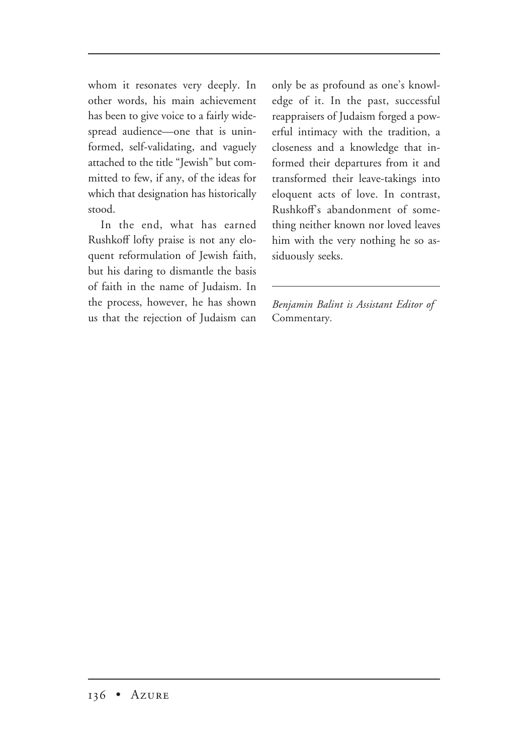whom it resonates very deeply. In other words, his main achievement has been to give voice to a fairly widespread audience—one that is uninformed, self-validating, and vaguely attached to the title "Jewish" but committed to few, if any, of the ideas for which that designation has historically stood.

In the end, what has earned Rushkoff lofty praise is not any eloquent reformulation of Jewish faith, but his daring to dismantle the basis of faith in the name of Judaism. In the process, however, he has shown us that the rejection of Judaism can only be as profound as one's knowledge of it. In the past, successful reappraisers of Judaism forged a powerful intimacy with the tradition, a closeness and a knowledge that informed their departures from it and transformed their leave-takings into eloquent acts of love. In contrast, Rushkoff's abandonment of something neither known nor loved leaves him with the very nothing he so assiduously seeks.

---

*Benjamin Balint is Assistant Editor of* Commentary.